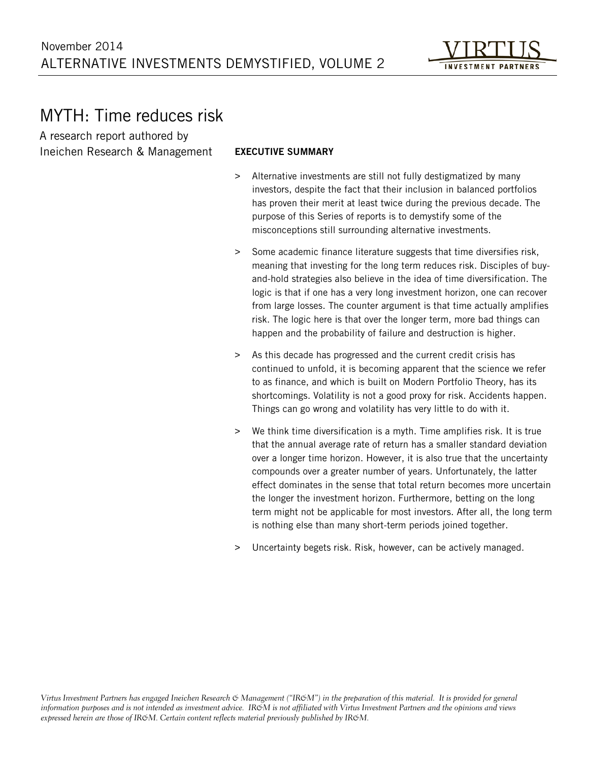November 2014

ALTERNATIVE INVESTMENTS DEMYSTIFIED, VOLUME 2

# MYTH: Time reduces risk

A research report authored by Ineichen Research & Management

**EXECUTIVE SUMMARY**

> Alternative investments are still not fully destigmatized by many investors, despite the fact that their inclusion in balanced portfolios has proven their merit at least twice during the previous decade. The purpose of this Series of reports is to demystify some of the misconceptions still surrounding alternative investments.

> Some academic finance literature suggests that time diversifies risk, meaning that investing for the long term reduces risk. Disciples of buy-and-hold strategies also believe in the idea of time diversification. The logic is that if one has a very long investment horizon, one can recover from large losses. The counter argument is that time actually amplifies risk. The logic here is that over the longer term, more bad things can happen and the probability of failure and destruction is higher.

> As this decade has progressed and the current credit crisis has continued to unfold, it is becoming apparent that the science we refer to as finance, and which is built on Modern Portfolio Theory, has its shortcomings. Volatility is not a good proxy for risk. Accidents happen. Things can go wrong and volatility has very little to do with it.

> We think time diversification is a myth. Time amplifies risk. It is true that the annual average rate of return has a smaller standard deviation over a longer time horizon. However, it is also true that the uncertainty compounds over a greater number of years. Unfortunately, the latter effect dominates in the sense that total return becomes more uncertain the longer the investment horizon. Furthermore, betting on the long term might not be applicable for most investors. After all, the long term is nothing else than many short-term periods joined together.

> Uncertainty begets risk. Risk, however, can be actively managed.

*Virtus Investment Partners has engaged Ineichen Research & Management ("IR&M") in the preparation of this material. It is provided for general information purposes and is not intended as investment advice. IR&M is not affiliated with Virtus Investment Partners and the opinions and views expressed herein are those of IR&M. Certain content reflects material previously published by IR&M.*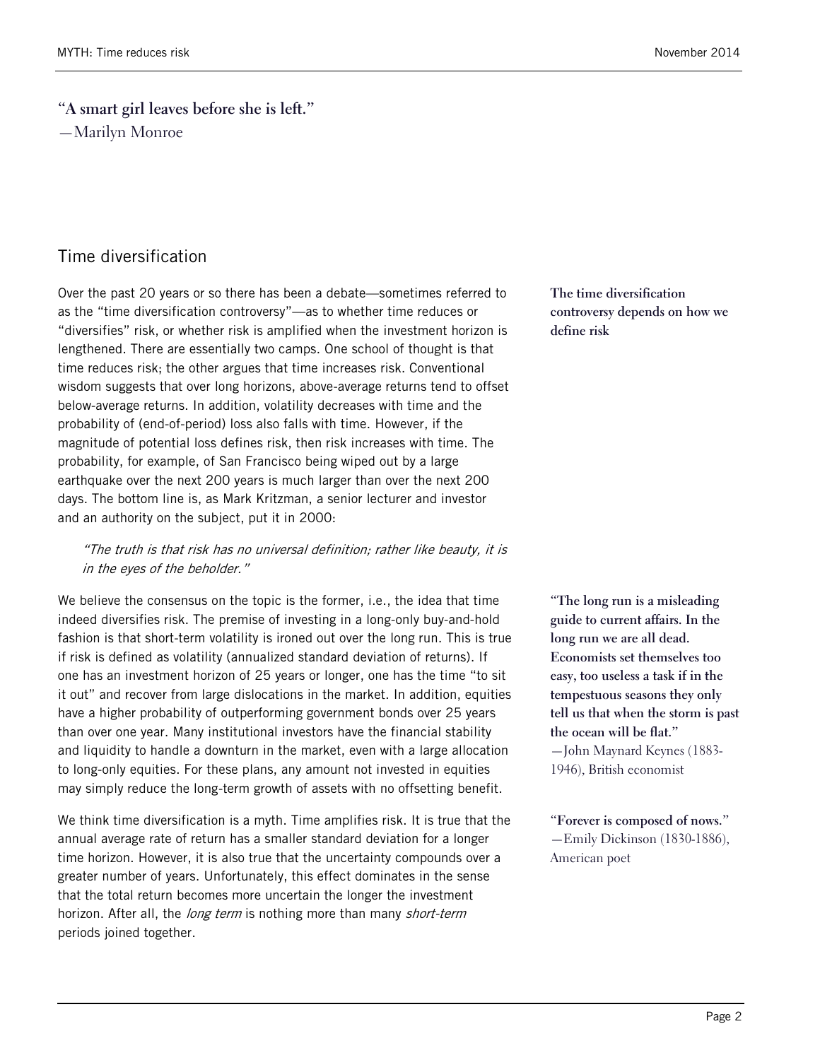"**A smart girl leaves before she is left.**"
—Marilyn Monroe

## Time diversification

Over the past 20 years or so there has been a debate—sometimes referred to as the "time diversification controversy"—as to whether time reduces or "diversifies" risk, or whether risk is amplified when the investment horizon is lengthened. There are essentially two camps. One school of thought is that time reduces risk; the other argues that time increases risk. Conventional wisdom suggests that over long horizons, above-average returns tend to offset below-average returns. In addition, volatility decreases with time and the probability of (end-of-period) loss also falls with time. However, if the magnitude of potential loss defines risk, then risk increases with time. The probability, for example, of San Francisco being wiped out by a large earthquake over the next 200 years is much larger than over the next 200 days. The bottom line is, as Mark Kritzman, a senior lecturer and investor and an authority on the subject, put it in 2000:

**The time diversification controversy depends on how we define risk**

> *"The truth is that risk has no universal definition; rather like beauty, it is in the eyes of the beholder."*

We believe the consensus on the topic is the former, i.e., the idea that time indeed diversifies risk. The premise of investing in a long-only buy-and-hold fashion is that short-term volatility is ironed out over the long run. This is true if risk is defined as volatility (annualized standard deviation of returns). If one has an investment horizon of 25 years or longer, one has the time "to sit it out" and recover from large dislocations in the market. In addition, equities have a higher probability of outperforming government bonds over 25 years than over one year. Many institutional investors have the financial stability and liquidity to handle a downturn in the market, even with a large allocation to long-only equities. For these plans, any amount not invested in equities may simply reduce the long-term growth of assets with no offsetting benefit.

"**The long run is a misleading guide to current affairs. In the long run we are all dead. Economists set themselves too easy, too useless a task if in the tempestuous seasons they only tell us that when the storm is past the ocean will be flat.**"
—John Maynard Keynes (1883-1946), British economist

We think time diversification is a myth. Time amplifies risk. It is true that the annual average rate of return has a smaller standard deviation for a longer time horizon. However, it is also true that the uncertainty compounds over a greater number of years. Unfortunately, this effect dominates in the sense that the total return becomes more uncertain the longer the investment horizon. After all, the *long term* is nothing more than many *short-term* periods joined together.

"**Forever is composed of nows.**"
—Emily Dickinson (1830-1886), American poet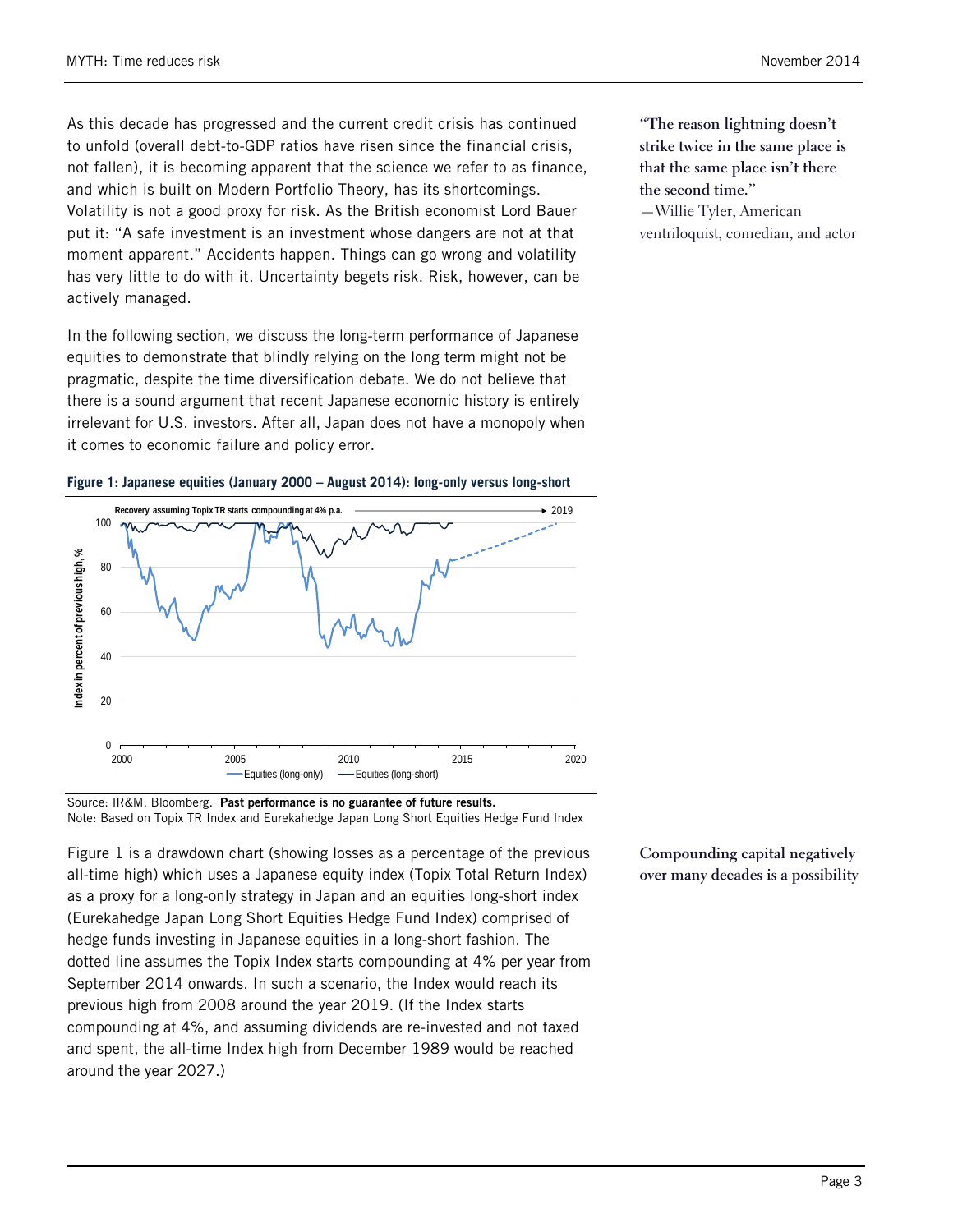As this decade has progressed and the current credit crisis has continued to unfold (overall debt-to-GDP ratios have risen since the financial crisis, not fallen), it is becoming apparent that the science we refer to as finance, and which is built on Modern Portfolio Theory, has its shortcomings. Volatility is not a good proxy for risk. As the British economist Lord Bauer put it: "A safe investment is an investment whose dangers are not at that moment apparent." Accidents happen. Things can go wrong and volatility has very little to do with it. Uncertainty begets risk. Risk, however, can be actively managed.

> "The reason lightning doesn't strike twice in the same place is that the same place isn't there the second time."
> —Willie Tyler, American ventriloquist, comedian, and actor

In the following section, we discuss the long-term performance of Japanese equities to demonstrate that blindly relying on the long term might not be pragmatic, despite the time diversification debate. We do not believe that there is a sound argument that recent Japanese economic history is entirely irrelevant for U.S. investors. After all, Japan does not have a monopoly when it comes to economic failure and policy error.

**Figure 1: Japanese equities (January 2000 – August 2014): long-only versus long-short**

Source: IR&M, Bloomberg. **Past performance is no guarantee of future results.**
Note: Based on Topix TR Index and Eurekahedge Japan Long Short Equities Hedge Fund Index

**Compounding capital negatively over many decades is a possibility**

Figure 1 is a drawdown chart (showing losses as a percentage of the previous all-time high) which uses a Japanese equity index (Topix Total Return Index) as a proxy for a long-only strategy in Japan and an equities long-short index (Eurekahedge Japan Long Short Equities Hedge Fund Index) comprised of hedge funds investing in Japanese equities in a long-short fashion. The dotted line assumes the Topix Index starts compounding at 4% per year from September 2014 onwards. In such a scenario, the Index would reach its previous high from 2008 around the year 2019. (If the Index starts compounding at 4%, and assuming dividends are re-invested and not taxed and spent, the all-time Index high from December 1989 would be reached around the year 2027.)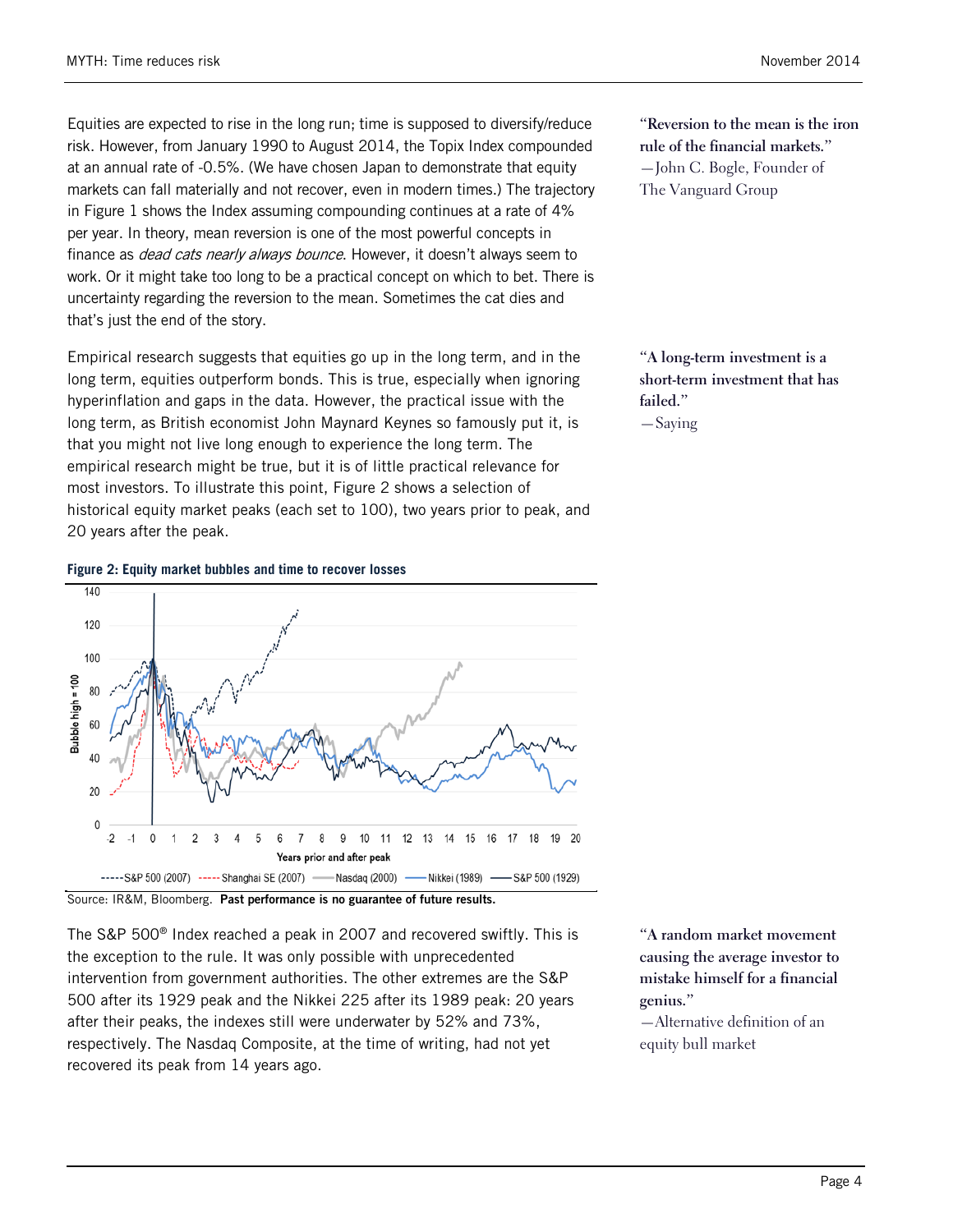Equities are expected to rise in the long run; time is supposed to diversify/reduce risk. However, from January 1990 to August 2014, the Topix Index compounded at an annual rate of -0.5%. (We have chosen Japan to demonstrate that equity markets can fall materially and not recover, even in modern times.) The trajectory in Figure 1 shows the Index assuming compounding continues at a rate of 4% per year. In theory, mean reversion is one of the most powerful concepts in finance as *dead cats nearly always bounce*. However, it doesn't always seem to work. Or it might take too long to be a practical concept on which to bet. There is uncertainty regarding the reversion to the mean. Sometimes the cat dies and that's just the end of the story.

> **"Reversion to the mean is the iron rule of the financial markets."**
> —John C. Bogle, Founder of The Vanguard Group

Empirical research suggests that equities go up in the long term, and in the long term, equities outperform bonds. This is true, especially when ignoring hyperinflation and gaps in the data. However, the practical issue with the long term, as British economist John Maynard Keynes so famously put it, is that you might not live long enough to experience the long term. The empirical research might be true, but it is of little practical relevance for most investors. To illustrate this point, Figure 2 shows a selection of historical equity market peaks (each set to 100), two years prior to peak, and 20 years after the peak.

> **"A long-term investment is a short-term investment that has failed."**
> —Saying

**Figure 2: Equity market bubbles and time to recover losses**

Source: IR&M, Bloomberg. **Past performance is no guarantee of future results.**

The S&P 500® Index reached a peak in 2007 and recovered swiftly. This is the exception to the rule. It was only possible with unprecedented intervention from government authorities. The other extremes are the S&P 500 after its 1929 peak and the Nikkei 225 after its 1989 peak: 20 years after their peaks, the indexes still were underwater by 52% and 73%, respectively. The Nasdaq Composite, at the time of writing, had not yet recovered its peak from 14 years ago.

> **"A random market movement causing the average investor to mistake himself for a financial genius."**
> —Alternative definition of an equity bull market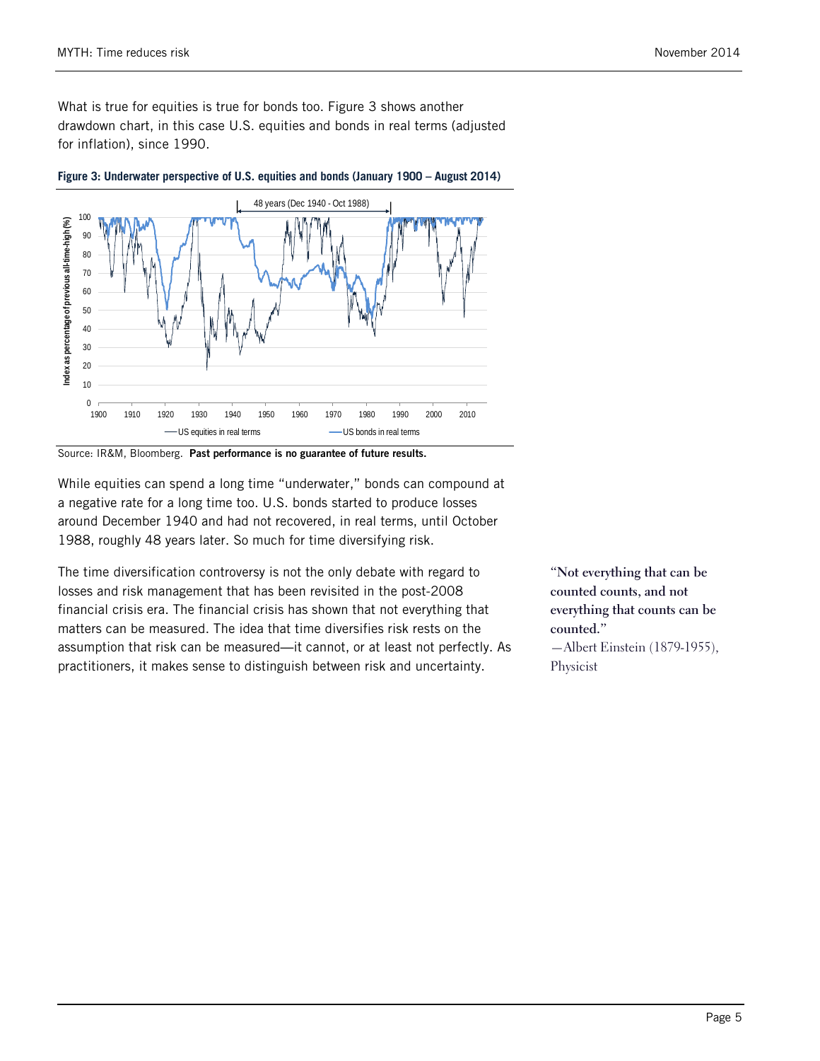What is true for equities is true for bonds too. Figure 3 shows another drawdown chart, in this case U.S. equities and bonds in real terms (adjusted for inflation), since 1990.

**Figure 3: Underwater perspective of U.S. equities and bonds (January 1900 – August 2014)**

Source: IR&M, Bloomberg. **Past performance is no guarantee of future results.**

While equities can spend a long time "underwater," bonds can compound at a negative rate for a long time too. U.S. bonds started to produce losses around December 1940 and had not recovered, in real terms, until October 1988, roughly 48 years later. So much for time diversifying risk.

The time diversification controversy is not the only debate with regard to losses and risk management that has been revisited in the post-2008 financial crisis era. The financial crisis has shown that not everything that matters can be measured. The idea that time diversifies risk rests on the assumption that risk can be measured—it cannot, or at least not perfectly. As practitioners, it makes sense to distinguish between risk and uncertainty.

> **"Not everything that can be counted counts, and not everything that counts can be counted."**
> —Albert Einstein (1879-1955), Physicist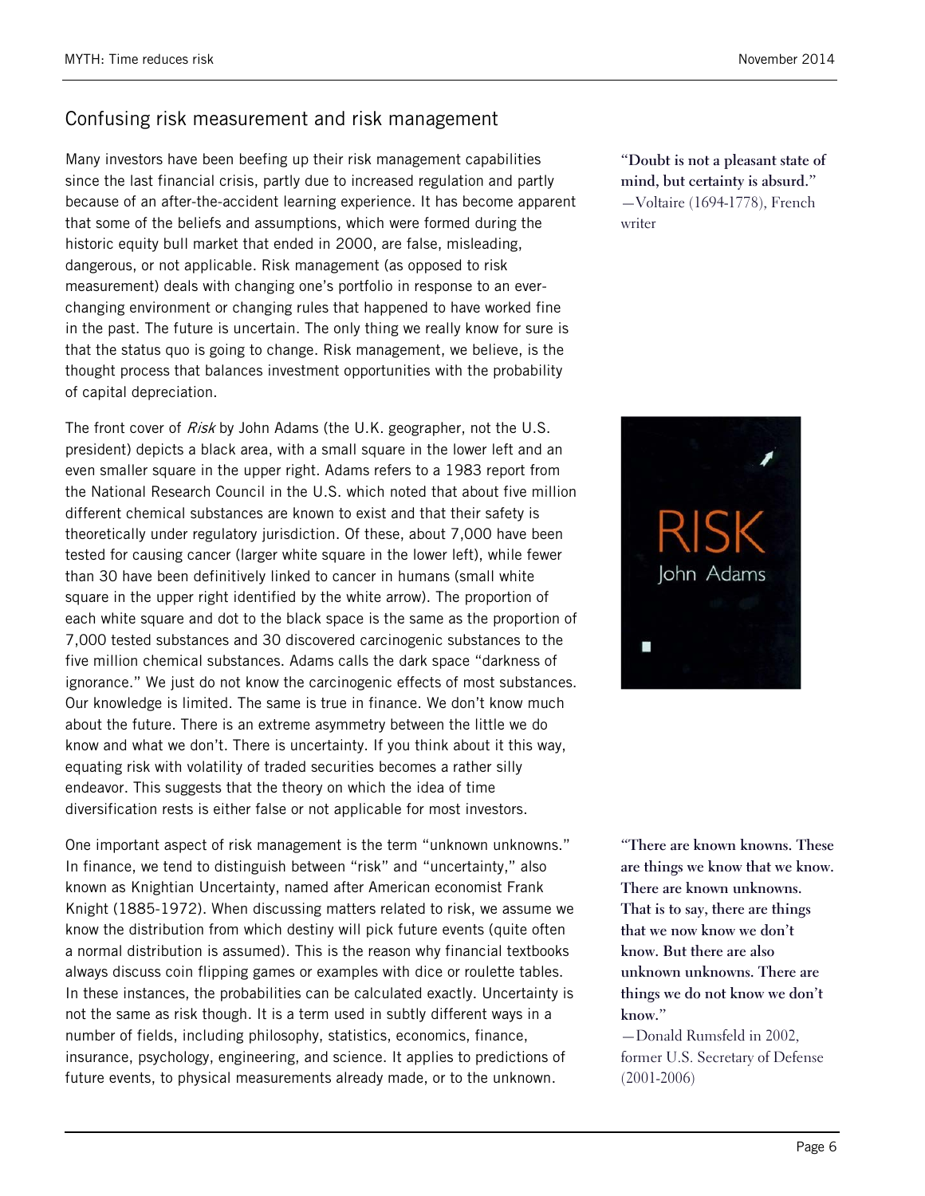## Confusing risk measurement and risk management

Many investors have been beefing up their risk management capabilities since the last financial crisis, partly due to increased regulation and partly because of an after-the-accident learning experience. It has become apparent that some of the beliefs and assumptions, which were formed during the historic equity bull market that ended in 2000, are false, misleading, dangerous, or not applicable. Risk management (as opposed to risk measurement) deals with changing one's portfolio in response to an ever-changing environment or changing rules that happened to have worked fine in the past. The future is uncertain. The only thing we really know for sure is that the status quo is going to change. Risk management, we believe, is the thought process that balances investment opportunities with the probability of capital depreciation.

**"Doubt is not a pleasant state of mind, but certainty is absurd."**
—Voltaire (1694-1778), French writer

The front cover of *Risk* by John Adams (the U.K. geographer, not the U.S. president) depicts a black area, with a small square in the lower left and an even smaller square in the upper right. Adams refers to a 1983 report from the National Research Council in the U.S. which noted that about five million different chemical substances are known to exist and that their safety is theoretically under regulatory jurisdiction. Of these, about 7,000 have been tested for causing cancer (larger white square in the lower left), while fewer than 30 have been definitively linked to cancer in humans (small white square in the upper right identified by the white arrow). The proportion of each white square and dot to the black space is the same as the proportion of 7,000 tested substances and 30 discovered carcinogenic substances to the five million chemical substances. Adams calls the dark space "darkness of ignorance." We just do not know the carcinogenic effects of most substances. Our knowledge is limited. The same is true in finance. We don't know much about the future. There is an extreme asymmetry between the little we do know and what we don't. There is uncertainty. If you think about it this way, equating risk with volatility of traded securities becomes a rather silly endeavor. This suggests that the theory on which the idea of time diversification rests is either false or not applicable for most investors.

One important aspect of risk management is the term "unknown unknowns." In finance, we tend to distinguish between "risk" and "uncertainty," also known as Knightian Uncertainty, named after American economist Frank Knight (1885-1972). When discussing matters related to risk, we assume we know the distribution from which destiny will pick future events (quite often a normal distribution is assumed). This is the reason why financial textbooks always discuss coin flipping games or examples with dice or roulette tables. In these instances, the probabilities can be calculated exactly. Uncertainty is not the same as risk though. It is a term used in subtly different ways in a number of fields, including philosophy, statistics, economics, finance, insurance, psychology, engineering, and science. It applies to predictions of future events, to physical measurements already made, or to the unknown.

**"There are known knowns. These are things we know that we know. There are known unknowns. That is to say, there are things that we now know we don't know. But there are also unknown unknowns. There are things we do not know we don't know."**
—Donald Rumsfeld in 2002, former U.S. Secretary of Defense (2001-2006)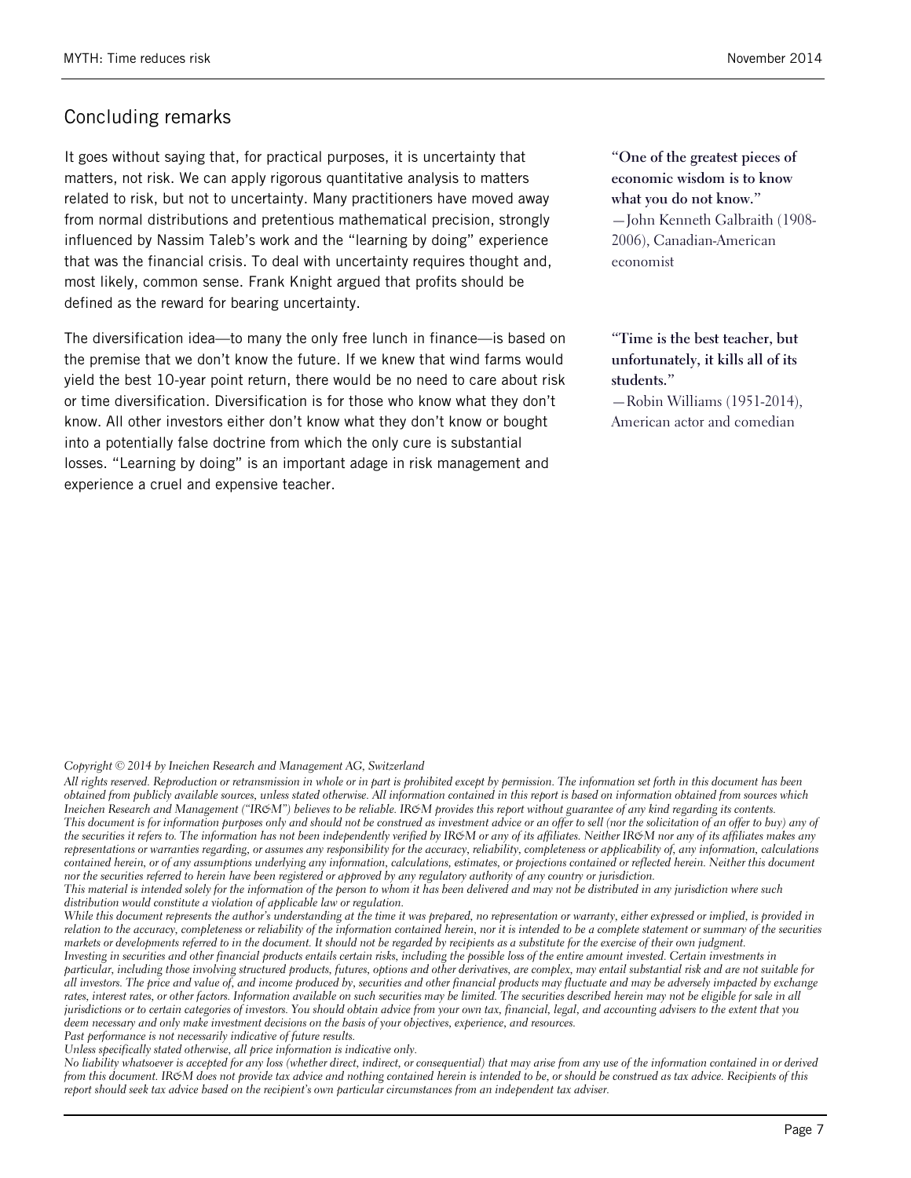## Concluding remarks

It goes without saying that, for practical purposes, it is uncertainty that matters, not risk. We can apply rigorous quantitative analysis to matters related to risk, but not to uncertainty. Many practitioners have moved away from normal distributions and pretentious mathematical precision, strongly influenced by Nassim Taleb's work and the "learning by doing" experience that was the financial crisis. To deal with uncertainty requires thought and, most likely, common sense. Frank Knight argued that profits should be defined as the reward for bearing uncertainty.

The diversification idea—to many the only free lunch in finance—is based on the premise that we don't know the future. If we knew that wind farms would yield the best 10-year point return, there would be no need to care about risk or time diversification. Diversification is for those who know what they don't know. All other investors either don't know what they don't know or bought into a potentially false doctrine from which the only cure is substantial losses. "Learning by doing" is an important adage in risk management and experience a cruel and expensive teacher.

**"One of the greatest pieces of economic wisdom is to know what you do not know."**
—John Kenneth Galbraith (1908-2006), Canadian-American economist

**"Time is the best teacher, but unfortunately, it kills all of its students."**
—Robin Williams (1951-2014), American actor and comedian

*Copyright © 2014 by Ineichen Research and Management AG, Switzerland*

*All rights reserved. Reproduction or retransmission in whole or in part is prohibited except by permission. The information set forth in this document has been obtained from publicly available sources, unless stated otherwise. All information contained in this report is based on information obtained from sources which Ineichen Research and Management ("IR&M") believes to be reliable. IR&M provides this report without guarantee of any kind regarding its contents.*
*This document is for information purposes only and should not be construed as investment advice or an offer to sell (nor the solicitation of an offer to buy) any of the securities it refers to. The information has not been independently verified by IR&M or any of its affiliates. Neither IR&M nor any of its affiliates makes any representations or warranties regarding, or assumes any responsibility for the accuracy, reliability, completeness or applicability of, any information, calculations contained herein, or of any assumptions underlying any information, calculations, estimates, or projections contained or reflected herein. Neither this document nor the securities referred to herein have been registered or approved by any regulatory authority of any country or jurisdiction.*
*This material is intended solely for the information of the person to whom it has been delivered and may not be distributed in any jurisdiction where such distribution would constitute a violation of applicable law or regulation.*
*While this document represents the author's understanding at the time it was prepared, no representation or warranty, either expressed or implied, is provided in relation to the accuracy, completeness or reliability of the information contained herein, nor it is intended to be a complete statement or summary of the securities markets or developments referred to in the document. It should not be regarded by recipients as a substitute for the exercise of their own judgment.*
*Investing in securities and other financial products entails certain risks, including the possible loss of the entire amount invested. Certain investments in particular, including those involving structured products, futures, options and other derivatives, are complex, may entail substantial risk and are not suitable for all investors. The price and value of, and income produced by, securities and other financial products may fluctuate and may be adversely impacted by exchange rates, interest rates, or other factors. Information available on such securities may be limited. The securities described herein may not be eligible for sale in all jurisdictions or to certain categories of investors. You should obtain advice from your own tax, financial, legal, and accounting advisers to the extent that you deem necessary and only make investment decisions on the basis of your objectives, experience, and resources.*
*Past performance is not necessarily indicative of future results.*
*Unless specifically stated otherwise, all price information is indicative only.*
*No liability whatsoever is accepted for any loss (whether direct, indirect, or consequential) that may arise from any use of the information contained in or derived from this document. IR&M does not provide tax advice and nothing contained herein is intended to be, or should be construed as tax advice. Recipients of this report should seek tax advice based on the recipient's own particular circumstances from an independent tax adviser.*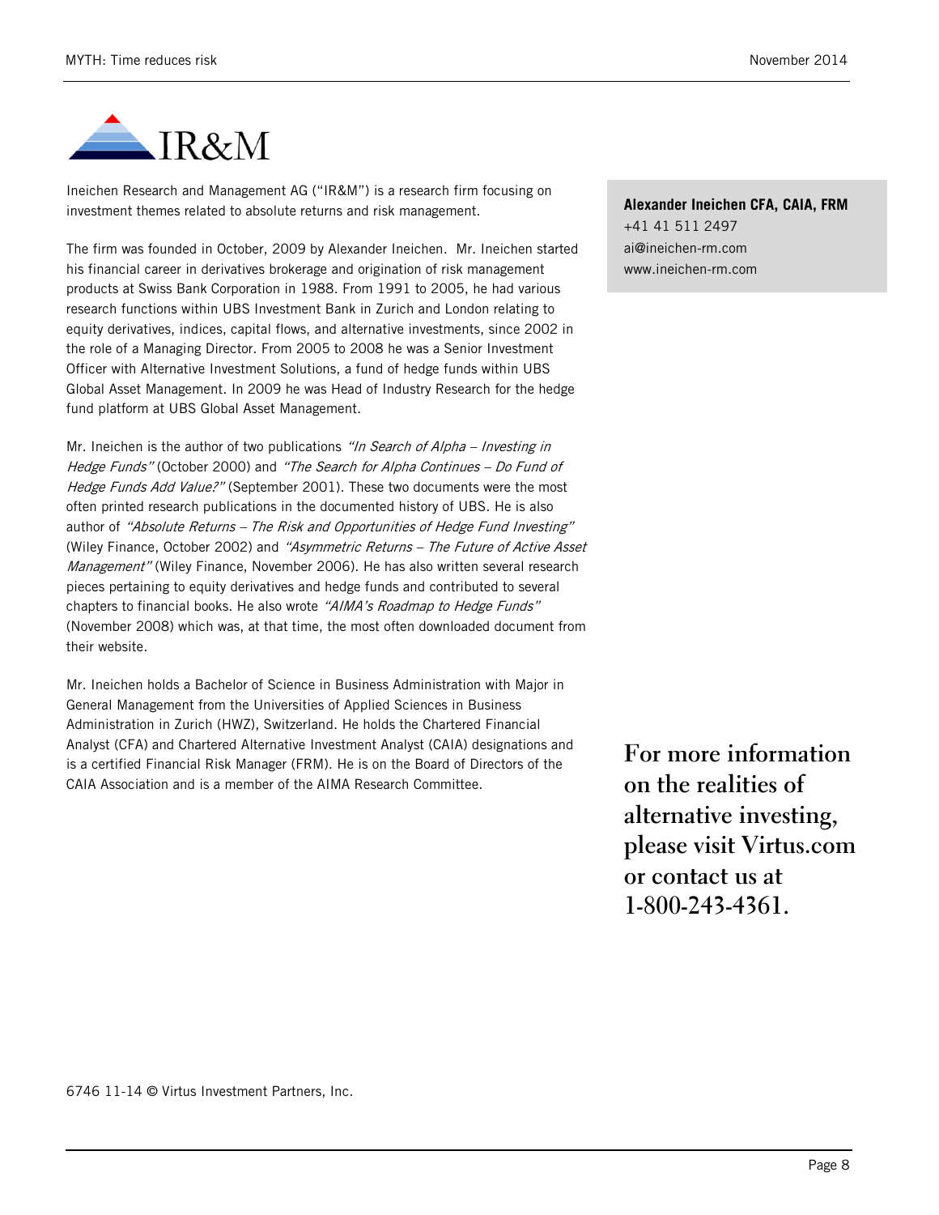IR&M

Ineichen Research and Management AG ("IR&M") is a research firm focusing on investment themes related to absolute returns and risk management.

The firm was founded in October, 2009 by Alexander Ineichen. Mr. Ineichen started his financial career in derivatives brokerage and origination of risk management products at Swiss Bank Corporation in 1988. From 1991 to 2005, he had various research functions within UBS Investment Bank in Zurich and London relating to equity derivatives, indices, capital flows, and alternative investments, since 2002 in the role of a Managing Director. From 2005 to 2008 he was a Senior Investment Officer with Alternative Investment Solutions, a fund of hedge funds within UBS Global Asset Management. In 2009 he was Head of Industry Research for the hedge fund platform at UBS Global Asset Management.

Mr. Ineichen is the author of two publications *"In Search of Alpha – Investing in Hedge Funds"* (October 2000) and *"The Search for Alpha Continues – Do Fund of Hedge Funds Add Value?"* (September 2001). These two documents were the most often printed research publications in the documented history of UBS. He is also author of *"Absolute Returns – The Risk and Opportunities of Hedge Fund Investing"* (Wiley Finance, October 2002) and *"Asymmetric Returns – The Future of Active Asset Management"* (Wiley Finance, November 2006). He has also written several research pieces pertaining to equity derivatives and hedge funds and contributed to several chapters to financial books. He also wrote *"AIMA's Roadmap to Hedge Funds"* (November 2008) which was, at that time, the most often downloaded document from their website.

Mr. Ineichen holds a Bachelor of Science in Business Administration with Major in General Management from the Universities of Applied Sciences in Business Administration in Zurich (HWZ), Switzerland. He holds the Chartered Financial Analyst (CFA) and Chartered Alternative Investment Analyst (CAIA) designations and is a certified Financial Risk Manager (FRM). He is on the Board of Directors of the CAIA Association and is a member of the AIMA Research Committee.

**Alexander Ineichen CFA, CAIA, FRM**
+41 41 511 2497
ai@ineichen-rm.com
www.ineichen-rm.com

**For more information on the realities of alternative investing, please visit Virtus.com or contact us at 1-800-243-4361.**

6746 11-14 © Virtus Investment Partners, Inc.